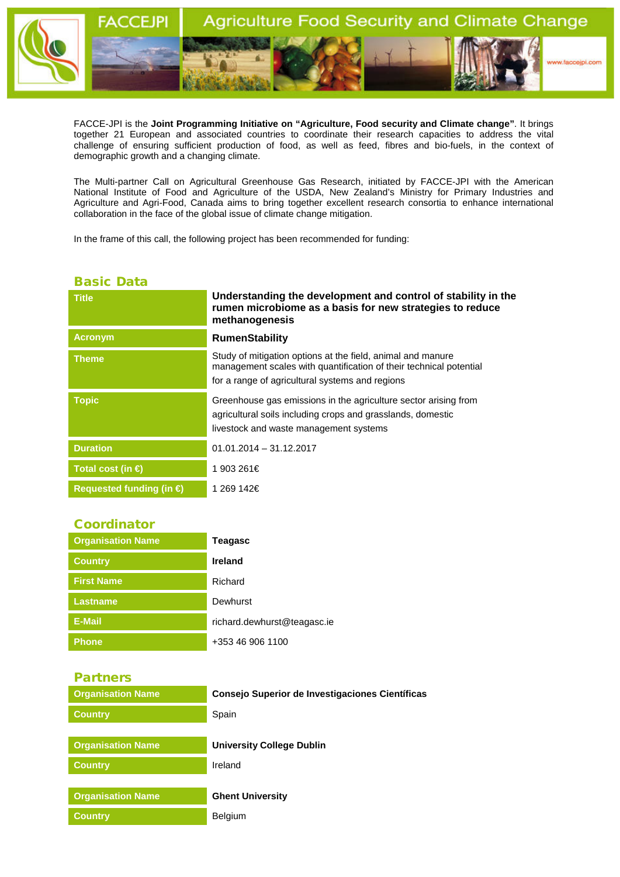FACCEJPI — Agriculture Food Security and Climate Change

www.faccejpi.com

FACCE-JPI is the **Joint Programming Initiative on "Agriculture, Food security and Climate change"**. It brings together 21 European and associated countries to coordinate their research capacities to address the vital challenge of ensuring sufficient production of food, as well as feed, fibres and bio-fuels, in the context of demographic growth and a changing climate.

The Multi-partner Call on Agricultural Greenhouse Gas Research, initiated by FACCE-JPI with the American National Institute of Food and Agriculture of the USDA, New Zealand's Ministry for Primary Industries and Agriculture and Agri-Food, Canada aims to bring together excellent research consortia to enhance international collaboration in the face of the global issue of climate change mitigation.

In the frame of this call, the following project has been recommended for funding:

## Basic Data

| | |
|---|---|
| **Title** | **Understanding the development and control of stability in the rumen microbiome as a basis for new strategies to reduce methanogenesis** |
| **Acronym** | **RumenStability** |
| **Theme** | Study of mitigation options at the field, animal and manure management scales with quantification of their technical potential for a range of agricultural systems and regions |
| **Topic** | Greenhouse gas emissions in the agriculture sector arising from agricultural soils including crops and grasslands, domestic livestock and waste management systems |
| **Duration** | 01.01.2014 – 31.12.2017 |
| **Total cost (in €)** | 1 903 261€ |
| **Requested funding (in €)** | 1 269 142€ |

## Coordinator

| | |
|---|---|
| **Organisation Name** | **Teagasc** |
| **Country** | **Ireland** |
| **First Name** | Richard |
| **Lastname** | Dewhurst |
| **E-Mail** | richard.dewhurst@teagasc.ie |
| **Phone** | +353 46 906 1100 |

## Partners

| | |
|---|---|
| **Organisation Name** | **Consejo Superior de Investigaciones Científicas** |
| **Country** | Spain |

| | |
|---|---|
| **Organisation Name** | **University College Dublin** |
| **Country** | Ireland |

| | |
|---|---|
| **Organisation Name** | **Ghent University** |
| **Country** | Belgium |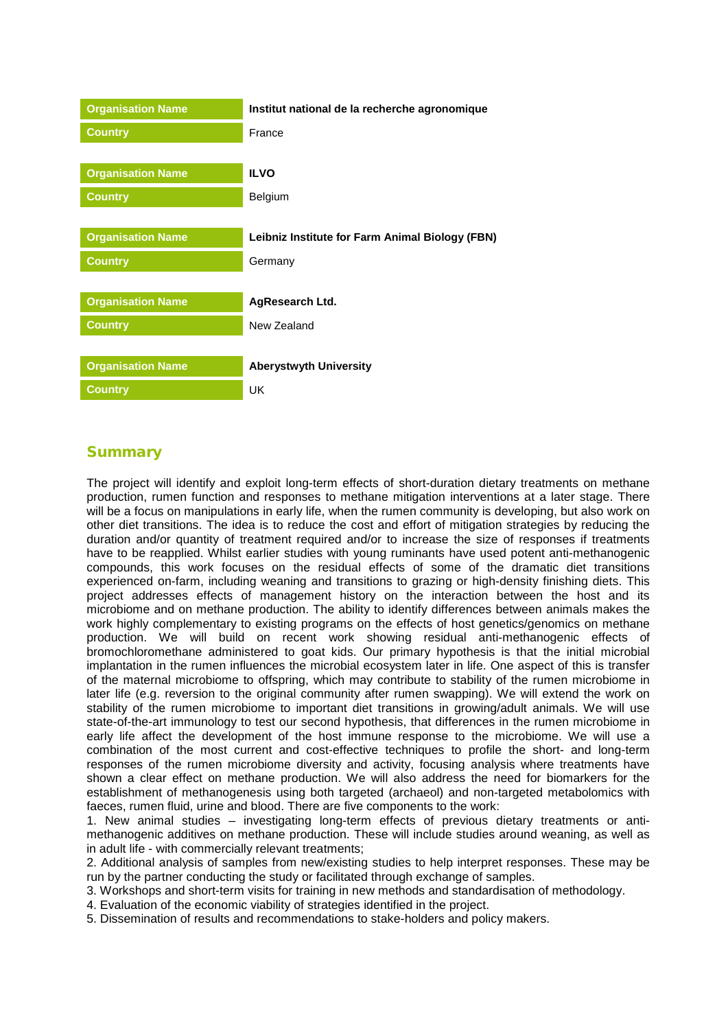| | |
|---|---|
| **Organisation Name** | **Institut national de la recherche agronomique** |
| **Country** | France |

| | |
|---|---|
| **Organisation Name** | **ILVO** |
| **Country** | Belgium |

| | |
|---|---|
| **Organisation Name** | **Leibniz Institute for Farm Animal Biology (FBN)** |
| **Country** | Germany |

| | |
|---|---|
| **Organisation Name** | **AgResearch Ltd.** |
| **Country** | New Zealand |

| | |
|---|---|
| **Organisation Name** | **Aberystwyth University** |
| **Country** | UK |

## Summary

The project will identify and exploit long-term effects of short-duration dietary treatments on methane production, rumen function and responses to methane mitigation interventions at a later stage. There will be a focus on manipulations in early life, when the rumen community is developing, but also work on other diet transitions. The idea is to reduce the cost and effort of mitigation strategies by reducing the duration and/or quantity of treatment required and/or to increase the size of responses if treatments have to be reapplied. Whilst earlier studies with young ruminants have used potent anti-methanogenic compounds, this work focuses on the residual effects of some of the dramatic diet transitions experienced on-farm, including weaning and transitions to grazing or high-density finishing diets. This project addresses effects of management history on the interaction between the host and its microbiome and on methane production. The ability to identify differences between animals makes the work highly complementary to existing programs on the effects of host genetics/genomics on methane production. We will build on recent work showing residual anti-methanogenic effects of bromochloromethane administered to goat kids. Our primary hypothesis is that the initial microbial implantation in the rumen influences the microbial ecosystem later in life. One aspect of this is transfer of the maternal microbiome to offspring, which may contribute to stability of the rumen microbiome in later life (e.g. reversion to the original community after rumen swapping). We will extend the work on stability of the rumen microbiome to important diet transitions in growing/adult animals. We will use state-of-the-art immunology to test our second hypothesis, that differences in the rumen microbiome in early life affect the development of the host immune response to the microbiome. We will use a combination of the most current and cost-effective techniques to profile the short- and long-term responses of the rumen microbiome diversity and activity, focusing analysis where treatments have shown a clear effect on methane production. We will also address the need for biomarkers for the establishment of methanogenesis using both targeted (archaeol) and non-targeted metabolomics with faeces, rumen fluid, urine and blood. There are five components to the work:

1. New animal studies – investigating long-term effects of previous dietary treatments or anti-methanogenic additives on methane production. These will include studies around weaning, as well as in adult life - with commercially relevant treatments;
2. Additional analysis of samples from new/existing studies to help interpret responses. These may be run by the partner conducting the study or facilitated through exchange of samples.
3. Workshops and short-term visits for training in new methods and standardisation of methodology.
4. Evaluation of the economic viability of strategies identified in the project.
5. Dissemination of results and recommendations to stake-holders and policy makers.